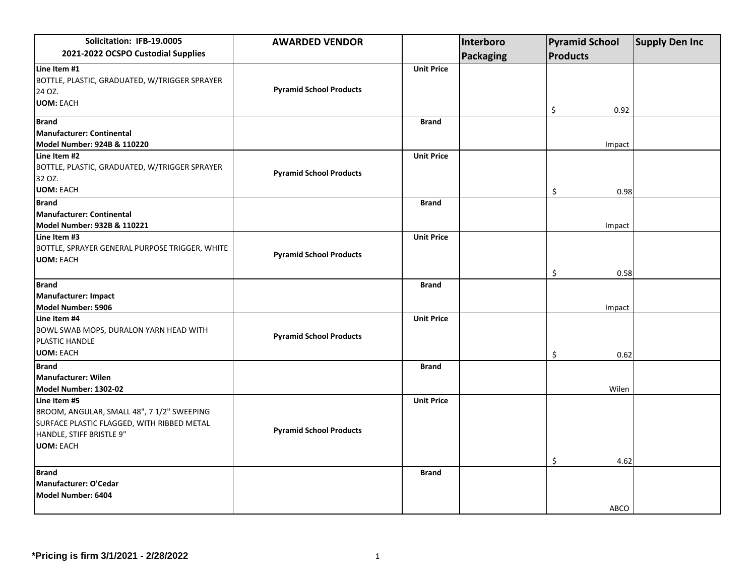| Solicitation: IFB-19.0005<br>2021-2022 OCSPO Custodial Supplies | AWARDED VENDOR | | Interboro Packaging | Pyramid School Products | Supply Den Inc |
|---|---|---|---|---|---|
| **Line Item #1**<br>BOTTLE, PLASTIC, GRADUATED, W/TRIGGER SPRAYER 24 OZ.<br>**UOM:** EACH | **Pyramid School Products** | **Unit Price** | | $ 0.92 | |
| **Brand**<br>**Manufacturer: Continental**<br>**Model Number: 924B & 110220** | | **Brand** | | Impact | |
| **Line Item #2**<br>BOTTLE, PLASTIC, GRADUATED, W/TRIGGER SPRAYER 32 OZ.<br>**UOM:** EACH | **Pyramid School Products** | **Unit Price** | | $ 0.98 | |
| **Brand**<br>**Manufacturer: Continental**<br>**Model Number: 932B & 110221** | | **Brand** | | Impact | |
| **Line Item #3**<br>BOTTLE, SPRAYER GENERAL PURPOSE TRIGGER, WHITE<br>**UOM:** EACH | **Pyramid School Products** | **Unit Price** | | $ 0.58 | |
| **Brand**<br>**Manufacturer: Impact**<br>**Model Number: 5906** | | **Brand** | | Impact | |
| **Line Item #4**<br>BOWL SWAB MOPS, DURALON YARN HEAD WITH PLASTIC HANDLE<br>**UOM:** EACH | **Pyramid School Products** | **Unit Price** | | $ 0.62 | |
| **Brand**<br>**Manufacturer: Wilen**<br>**Model Number: 1302-02** | | **Brand** | | Wilen | |
| **Line Item #5**<br>BROOM, ANGULAR, SMALL 48", 7 1/2" SWEEPING SURFACE PLASTIC FLAGGED, WITH RIBBED METAL HANDLE, STIFF BRISTLE 9"<br>**UOM:** EACH | **Pyramid School Products** | **Unit Price** | | $ 4.62 | |
| **Brand**<br>**Manufacturer: O'Cedar**<br>**Model Number: 6404** | | **Brand** | | ABCO | |

**\*Pricing is firm 3/1/2021 - 2/28/2022**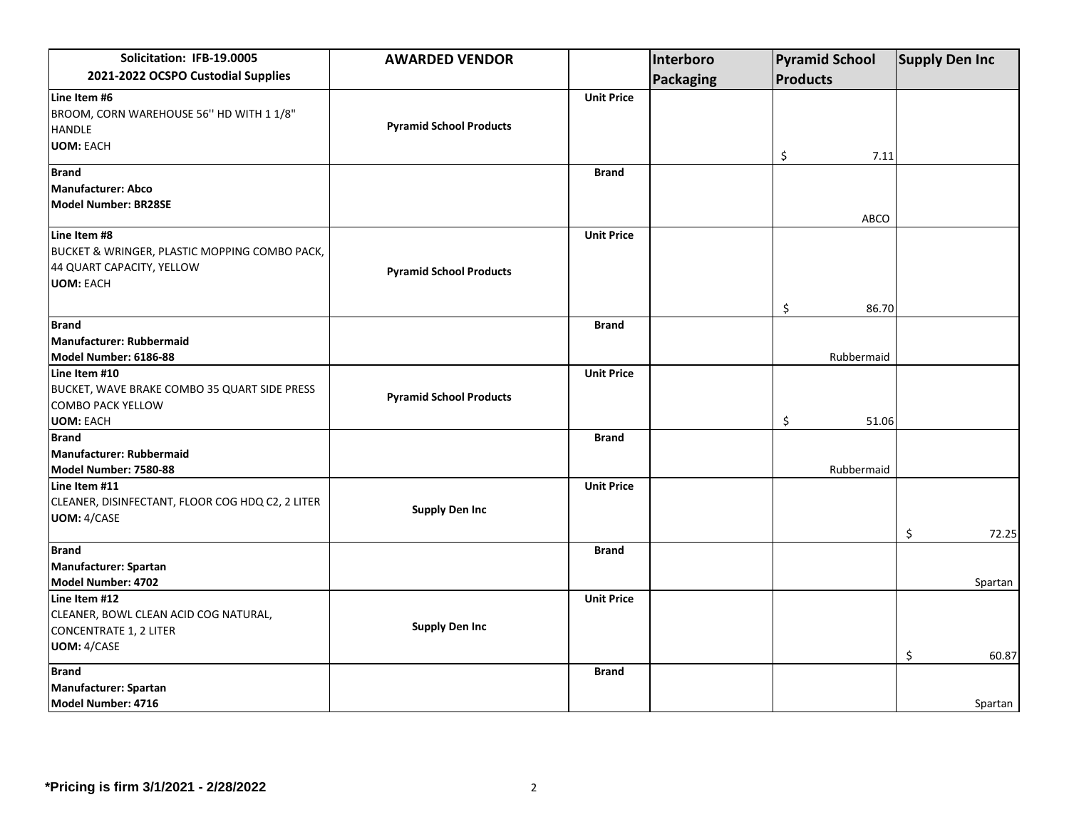| Solicitation: IFB-19.0005<br>2021-2022 OCSPO Custodial Supplies | AWARDED VENDOR | | Interboro Packaging | Pyramid School Products | Supply Den Inc |
|---|---|---|---|---|---|
| **Line Item #6**<br>BROOM, CORN WAREHOUSE 56'' HD WITH 1 1/8" HANDLE<br>**UOM:** EACH | **Pyramid School Products** | **Unit Price** | | $ 7.11 | |
| **Brand**<br>**Manufacturer: Abco**<br>**Model Number: BR28SE** | | **Brand** | | ABCO | |
| **Line Item #8**<br>BUCKET & WRINGER, PLASTIC MOPPING COMBO PACK, 44 QUART CAPACITY, YELLOW<br>**UOM:** EACH | **Pyramid School Products** | **Unit Price** | | $ 86.70 | |
| **Brand**<br>**Manufacturer: Rubbermaid**<br>**Model Number: 6186-88** | | **Brand** | | Rubbermaid | |
| **Line Item #10**<br>BUCKET, WAVE BRAKE COMBO 35 QUART SIDE PRESS COMBO PACK YELLOW<br>**UOM:** EACH | **Pyramid School Products** | **Unit Price** | | $ 51.06 | |
| **Brand**<br>**Manufacturer: Rubbermaid**<br>**Model Number: 7580-88** | | **Brand** | | Rubbermaid | |
| **Line Item #11**<br>CLEANER, DISINFECTANT, FLOOR COG HDQ C2, 2 LITER<br>**UOM:** 4/CASE | **Supply Den Inc** | **Unit Price** | | | $ 72.25 |
| **Brand**<br>**Manufacturer: Spartan**<br>**Model Number: 4702** | | **Brand** | | | Spartan |
| **Line Item #12**<br>CLEANER, BOWL CLEAN ACID COG NATURAL, CONCENTRATE 1, 2 LITER<br>**UOM:** 4/CASE | **Supply Den Inc** | **Unit Price** | | | $ 60.87 |
| **Brand**<br>**Manufacturer: Spartan**<br>**Model Number: 4716** | | **Brand** | | | Spartan |

***Pricing is firm 3/1/2021 - 2/28/2022**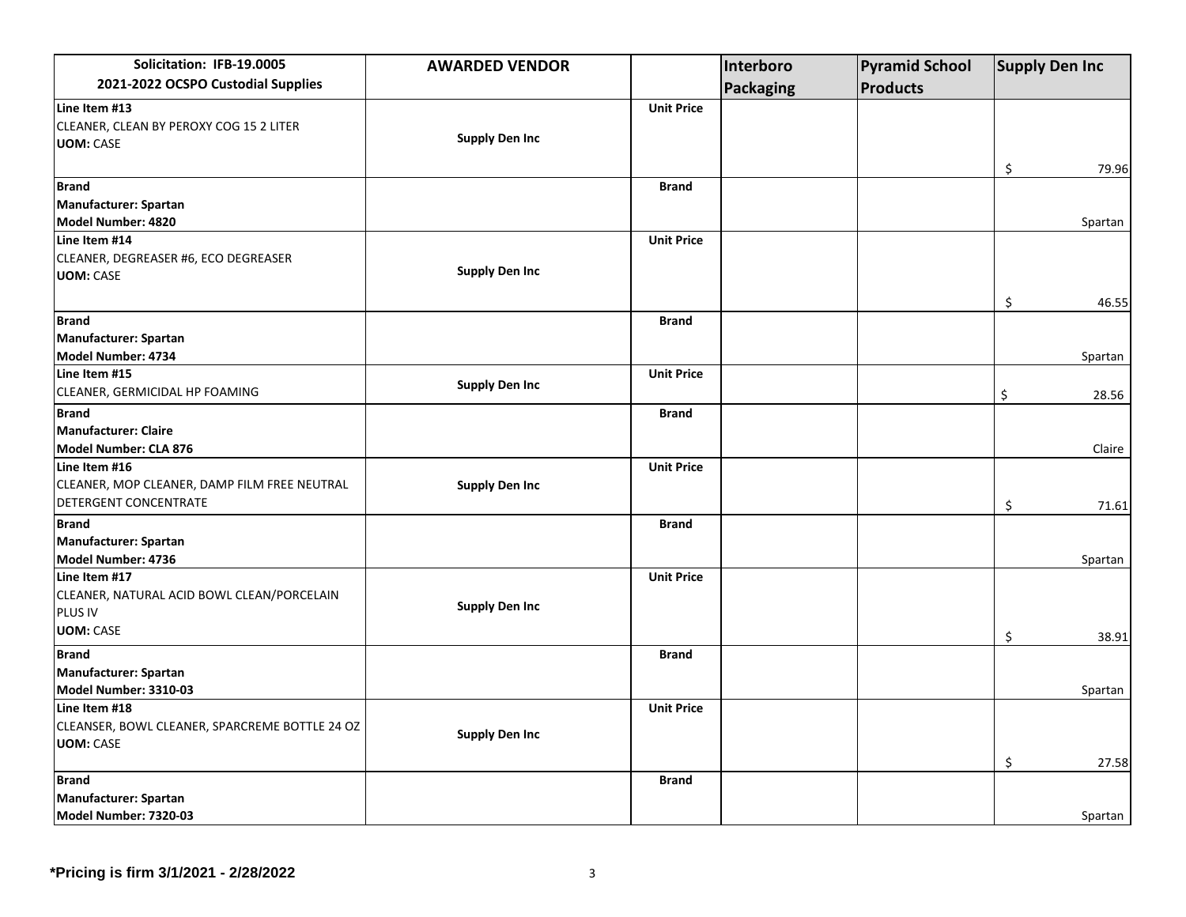| Solicitation: IFB-19.0005<br>2021-2022 OCSPO Custodial Supplies | AWARDED VENDOR | | Interboro Packaging | Pyramid School Products | Supply Den Inc |
|---|---|---|---|---|---|
| **Line Item #13**<br>CLEANER, CLEAN BY PEROXY COG 15 2 LITER<br>**UOM:** CASE | **Supply Den Inc** | **Unit Price** | | | $ 79.96 |
| **Brand**<br>**Manufacturer: Spartan**<br>**Model Number: 4820** | | **Brand** | | | Spartan |
| **Line Item #14**<br>CLEANER, DEGREASER #6, ECO DEGREASER<br>**UOM:** CASE | **Supply Den Inc** | **Unit Price** | | | $ 46.55 |
| **Brand**<br>**Manufacturer: Spartan**<br>**Model Number: 4734** | | **Brand** | | | Spartan |
| **Line Item #15**<br>CLEANER, GERMICIDAL HP FOAMING | **Supply Den Inc** | **Unit Price** | | | $ 28.56 |
| **Brand**<br>**Manufacturer: Claire**<br>**Model Number: CLA 876** | | **Brand** | | | Claire |
| **Line Item #16**<br>CLEANER, MOP CLEANER, DAMP FILM FREE NEUTRAL DETERGENT CONCENTRATE | **Supply Den Inc** | **Unit Price** | | | $ 71.61 |
| **Brand**<br>**Manufacturer: Spartan**<br>**Model Number: 4736** | | **Brand** | | | Spartan |
| **Line Item #17**<br>CLEANER, NATURAL ACID BOWL CLEAN/PORCELAIN PLUS IV<br>**UOM:** CASE | **Supply Den Inc** | **Unit Price** | | | $ 38.91 |
| **Brand**<br>**Manufacturer: Spartan**<br>**Model Number: 3310-03** | | **Brand** | | | Spartan |
| **Line Item #18**<br>CLEANSER, BOWL CLEANER, SPARCREME BOTTLE 24 OZ<br>**UOM:** CASE | **Supply Den Inc** | **Unit Price** | | | $ 27.58 |
| **Brand**<br>**Manufacturer: Spartan**<br>**Model Number: 7320-03** | | **Brand** | | | Spartan |

***Pricing is firm 3/1/2021 - 2/28/2022**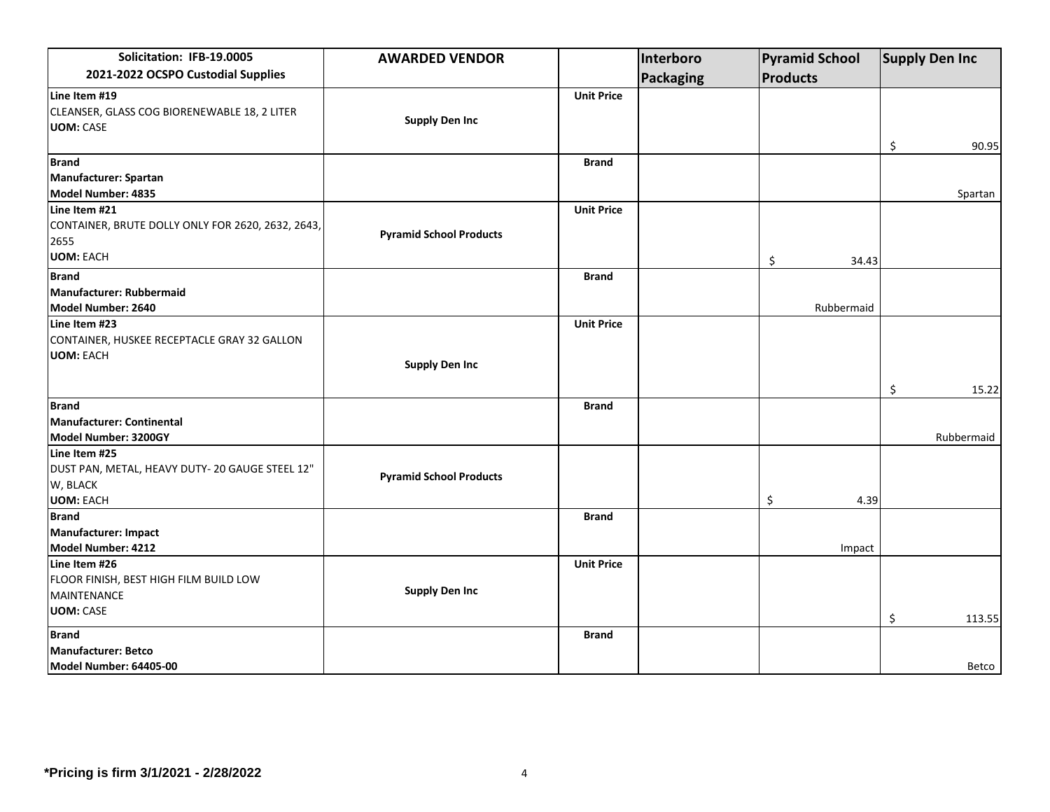| Solicitation: IFB-19.0005<br>2021-2022 OCSPO Custodial Supplies | AWARDED VENDOR | | Interboro Packaging | Pyramid School Products | Supply Den Inc |
|---|---|---|---|---|---|
| **Line Item #19**<br>CLEANSER, GLASS COG BIORENEWABLE 18, 2 LITER<br>**UOM:** CASE | **Supply Den Inc** | **Unit Price** | | | $ 90.95 |
| **Brand**<br>**Manufacturer: Spartan**<br>**Model Number: 4835** | | **Brand** | | | Spartan |
| **Line Item #21**<br>CONTAINER, BRUTE DOLLY ONLY FOR 2620, 2632, 2643, 2655<br>**UOM:** EACH | **Pyramid School Products** | **Unit Price** | | $ 34.43 | |
| **Brand**<br>**Manufacturer: Rubbermaid**<br>**Model Number: 2640** | | **Brand** | | Rubbermaid | |
| **Line Item #23**<br>CONTAINER, HUSKEE RECEPTACLE GRAY 32 GALLON<br>**UOM:** EACH | **Supply Den Inc** | **Unit Price** | | | $ 15.22 |
| **Brand**<br>**Manufacturer: Continental**<br>**Model Number: 3200GY** | | **Brand** | | | Rubbermaid |
| **Line Item #25**<br>DUST PAN, METAL, HEAVY DUTY- 20 GAUGE STEEL 12" W, BLACK<br>**UOM:** EACH | **Pyramid School Products** | | | $ 4.39 | |
| **Brand**<br>**Manufacturer: Impact**<br>**Model Number: 4212** | | **Brand** | | Impact | |
| **Line Item #26**<br>FLOOR FINISH, BEST HIGH FILM BUILD LOW MAINTENANCE<br>**UOM:** CASE | **Supply Den Inc** | **Unit Price** | | | $ 113.55 |
| **Brand**<br>**Manufacturer: Betco**<br>**Model Number: 64405-00** | | **Brand** | | | Betco |

**\*Pricing is firm 3/1/2021 - 2/28/2022**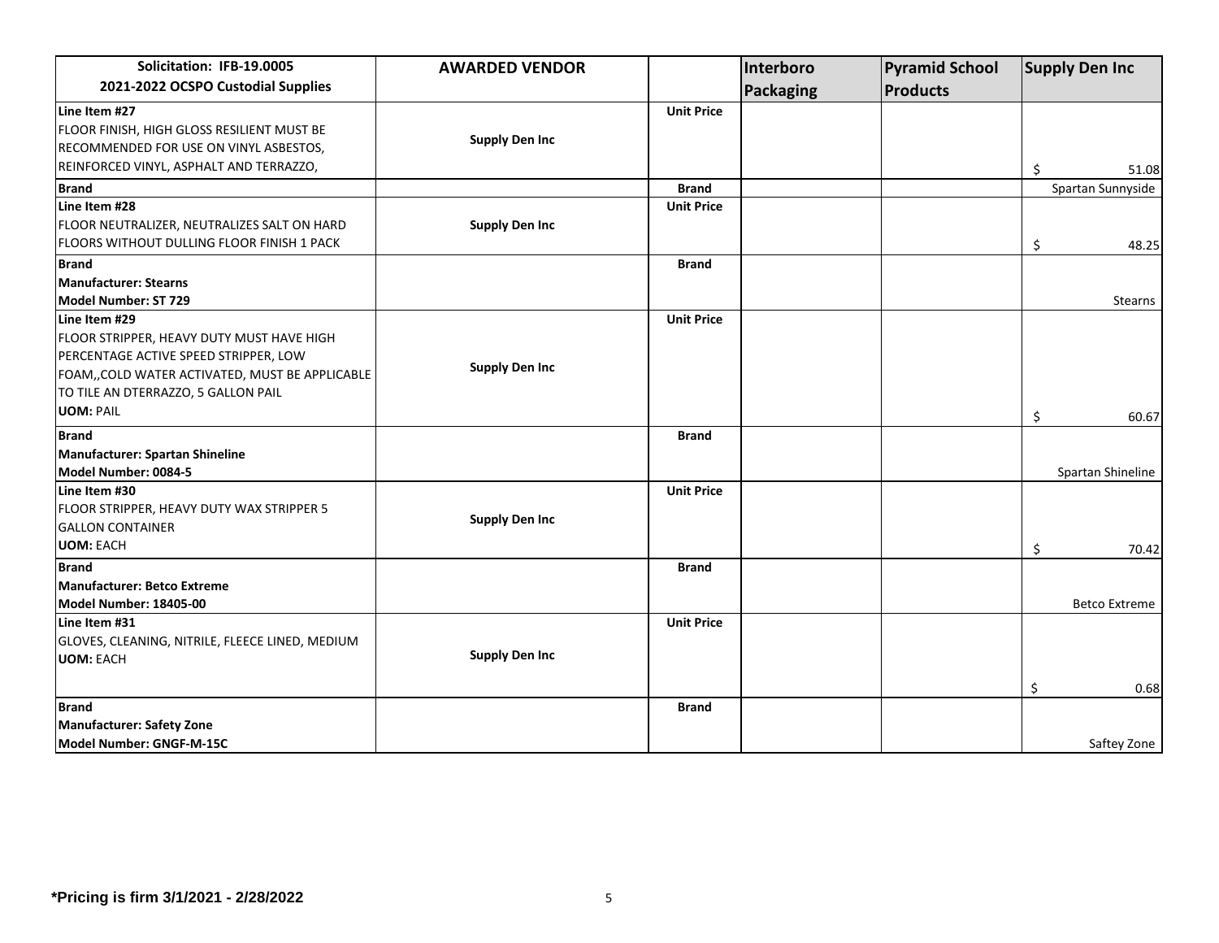| Solicitation: IFB-19.0005<br>2021-2022 OCSPO Custodial Supplies | AWARDED VENDOR | | Interboro Packaging | Pyramid School Products | Supply Den Inc |
|---|---|---|---|---|---|
| **Line Item #27**<br>FLOOR FINISH, HIGH GLOSS RESILIENT MUST BE RECOMMENDED FOR USE ON VINYL ASBESTOS, REINFORCED VINYL, ASPHALT AND TERRAZZO, | **Supply Den Inc** | **Unit Price** | | | $ 51.08 |
| **Brand** | | **Brand** | | | Spartan Sunnyside |
| **Line Item #28**<br>FLOOR NEUTRALIZER, NEUTRALIZES SALT ON HARD FLOORS WITHOUT DULLING FLOOR FINISH 1 PACK | **Supply Den Inc** | **Unit Price** | | | $ 48.25 |
| **Brand**<br>**Manufacturer: Stearns**<br>**Model Number: ST 729** | | **Brand** | | | Stearns |
| **Line Item #29**<br>FLOOR STRIPPER, HEAVY DUTY MUST HAVE HIGH PERCENTAGE ACTIVE SPEED STRIPPER, LOW FOAM,,COLD WATER ACTIVATED, MUST BE APPLICABLE TO TILE AN DTERRAZZO, 5 GALLON PAIL<br>**UOM:** PAIL | **Supply Den Inc** | **Unit Price** | | | $ 60.67 |
| **Brand**<br>**Manufacturer: Spartan Shineline**<br>**Model Number: 0084-5** | | **Brand** | | | Spartan Shineline |
| **Line Item #30**<br>FLOOR STRIPPER, HEAVY DUTY WAX STRIPPER 5 GALLON CONTAINER<br>**UOM:** EACH | **Supply Den Inc** | **Unit Price** | | | $ 70.42 |
| **Brand**<br>**Manufacturer: Betco Extreme**<br>**Model Number: 18405-00** | | **Brand** | | | Betco Extreme |
| **Line Item #31**<br>GLOVES, CLEANING, NITRILE, FLEECE LINED, MEDIUM<br>**UOM:** EACH | **Supply Den Inc** | **Unit Price** | | | $ 0.68 |
| **Brand**<br>**Manufacturer: Safety Zone**<br>**Model Number: GNGF-M-15C** | | **Brand** | | | Saftey Zone |

***Pricing is firm 3/1/2021 - 2/28/2022**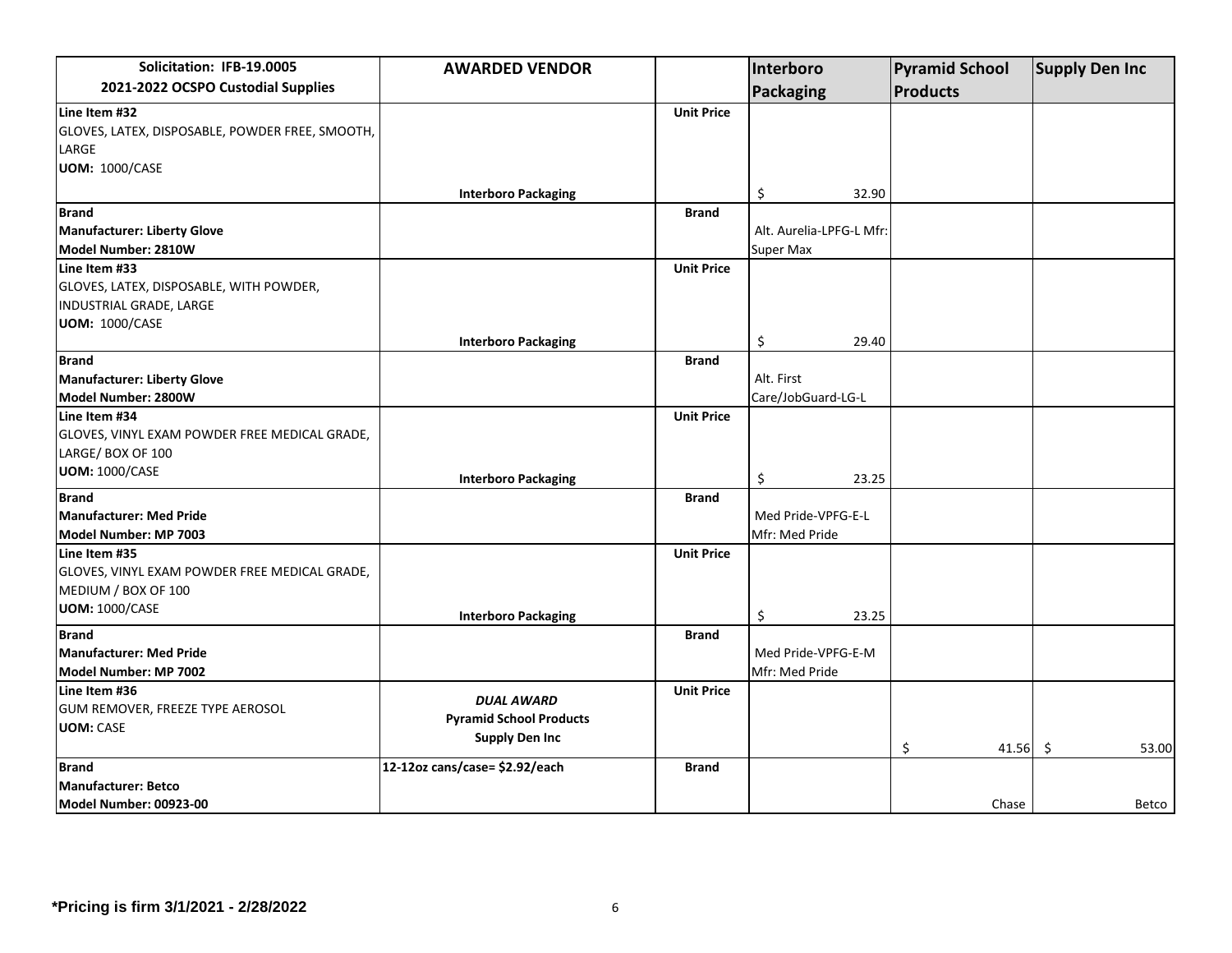| Solicitation: IFB-19.0005<br>2021-2022 OCSPO Custodial Supplies | AWARDED VENDOR | | Interboro Packaging | Pyramid School Products | Supply Den Inc |
|---|---|---|---|---|---|
| **Line Item #32**<br>GLOVES, LATEX, DISPOSABLE, POWDER FREE, SMOOTH, LARGE<br>**UOM:** 1000/CASE | **Interboro Packaging** | **Unit Price** | $ 32.90 | | |
| **Brand**<br>**Manufacturer: Liberty Glove**<br>**Model Number: 2810W** | | **Brand** | Alt. Aurelia-LPFG-L Mfr: Super Max | | |
| **Line Item #33**<br>GLOVES, LATEX, DISPOSABLE, WITH POWDER, INDUSTRIAL GRADE, LARGE<br>**UOM:** 1000/CASE | **Interboro Packaging** | **Unit Price** | $ 29.40 | | |
| **Brand**<br>**Manufacturer: Liberty Glove**<br>**Model Number: 2800W** | | **Brand** | Alt. First Care/JobGuard-LG-L | | |
| **Line Item #34**<br>GLOVES, VINYL EXAM POWDER FREE MEDICAL GRADE, LARGE/ BOX OF 100<br>**UOM:** 1000/CASE | **Interboro Packaging** | **Unit Price** | $ 23.25 | | |
| **Brand**<br>**Manufacturer: Med Pride**<br>**Model Number: MP 7003** | | **Brand** | Med Pride-VPFG-E-L Mfr: Med Pride | | |
| **Line Item #35**<br>GLOVES, VINYL EXAM POWDER FREE MEDICAL GRADE, MEDIUM / BOX OF 100<br>**UOM:** 1000/CASE | **Interboro Packaging** | **Unit Price** | $ 23.25 | | |
| **Brand**<br>**Manufacturer: Med Pride**<br>**Model Number: MP 7002** | | **Brand** | Med Pride-VPFG-E-M Mfr: Med Pride | | |
| **Line Item #36**<br>GUM REMOVER, FREEZE TYPE AEROSOL<br>**UOM:** CASE | ***DUAL AWARD***<br>**Pyramid School Products**<br>**Supply Den Inc** | **Unit Price** | | $ 41.56 | $ 53.00 |
| **Brand**<br>**Manufacturer: Betco**<br>**Model Number: 00923-00** | **12-12oz cans/case= $2.92/each** | **Brand** | | Chase | Betco |

**\*Pricing is firm 3/1/2021 - 2/28/2022**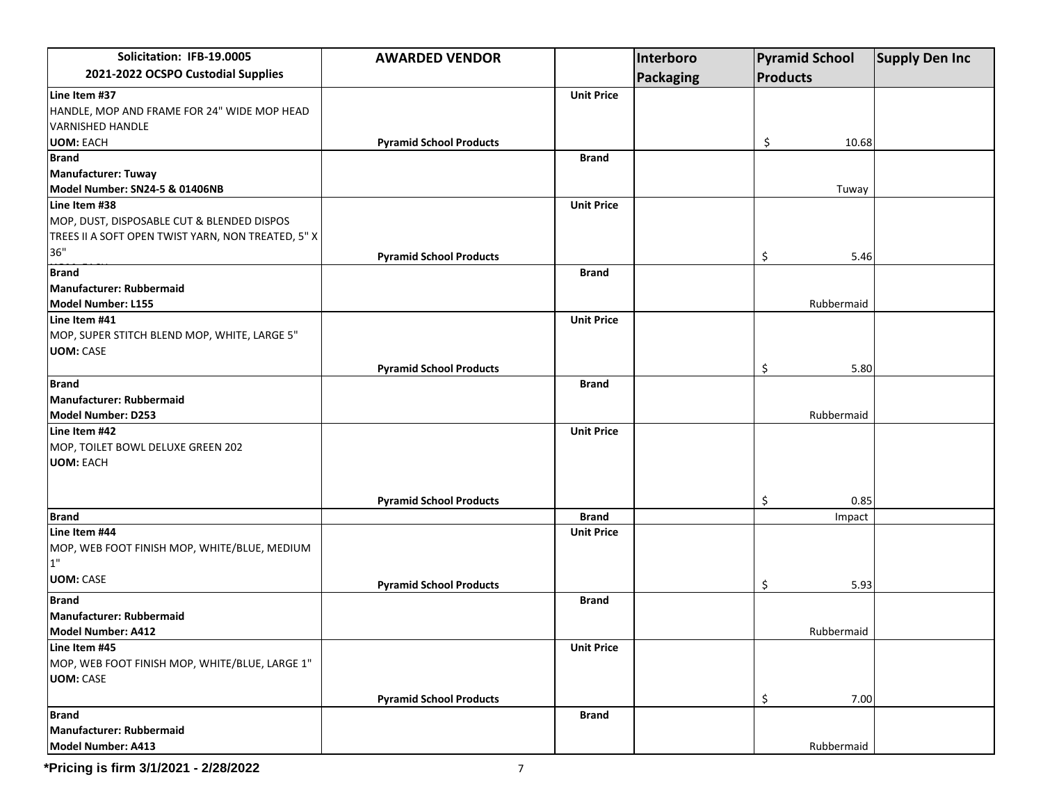| Solicitation: IFB-19.0005<br>2021-2022 OCSPO Custodial Supplies | AWARDED VENDOR | | Interboro Packaging | Pyramid School Products | Supply Den Inc |
|---|---|---|---|---|---|
| **Line Item #37**<br>HANDLE, MOP AND FRAME FOR 24" WIDE MOP HEAD VARNISHED HANDLE<br>**UOM:** EACH | **Pyramid School Products** | **Unit Price** | | $ 10.68 | |
| **Brand**<br>**Manufacturer: Tuway**<br>**Model Number: SN24-5 & 01406NB** | | **Brand** | | Tuway | |
| **Line Item #38**<br>MOP, DUST, DISPOSABLE CUT & BLENDED DISPOS TREES II A SOFT OPEN TWIST YARN, NON TREATED, 5" X 36" | **Pyramid School Products** | **Unit Price** | | $ 5.46 | |
| **Brand**<br>**Manufacturer: Rubbermaid**<br>**Model Number: L155** | | **Brand** | | Rubbermaid | |
| **Line Item #41**<br>MOP, SUPER STITCH BLEND MOP, WHITE, LARGE 5"<br>**UOM:** CASE | **Pyramid School Products** | **Unit Price** | | $ 5.80 | |
| **Brand**<br>**Manufacturer: Rubbermaid**<br>**Model Number: D253** | | **Brand** | | Rubbermaid | |
| **Line Item #42**<br>MOP, TOILET BOWL DELUXE GREEN 202<br>**UOM:** EACH | **Pyramid School Products** | **Unit Price** | | $ 0.85 | |
| **Brand** | | **Brand** | | Impact | |
| **Line Item #44**<br>MOP, WEB FOOT FINISH MOP, WHITE/BLUE, MEDIUM 1"<br>**UOM:** CASE | **Pyramid School Products** | **Unit Price** | | $ 5.93 | |
| **Brand**<br>**Manufacturer: Rubbermaid**<br>**Model Number: A412** | | **Brand** | | Rubbermaid | |
| **Line Item #45**<br>MOP, WEB FOOT FINISH MOP, WHITE/BLUE, LARGE 1"<br>**UOM:** CASE | **Pyramid School Products** | **Unit Price** | | $ 7.00 | |
| **Brand**<br>**Manufacturer: Rubbermaid**<br>**Model Number: A413** | | **Brand** | | Rubbermaid | |

***Pricing is firm 3/1/2021 - 2/28/2022**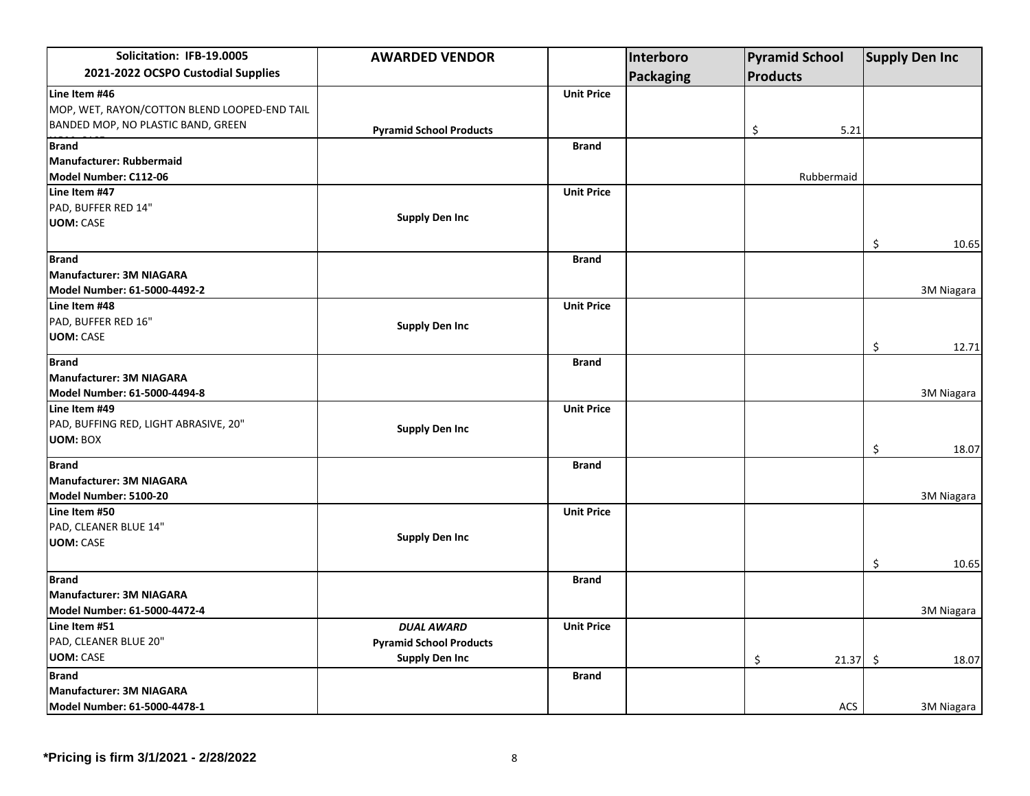| Solicitation: IFB-19.0005<br>2021-2022 OCSPO Custodial Supplies | AWARDED VENDOR | | Interboro Packaging | Pyramid School Products | Supply Den Inc |
|---|---|---|---|---|---|
| **Line Item #46**<br>MOP, WET, RAYON/COTTON BLEND LOOPED-END TAIL BANDED MOP, NO PLASTIC BAND, GREEN | **Pyramid School Products** | **Unit Price** | | $ 5.21 | |
| **Brand**<br>**Manufacturer: Rubbermaid**<br>**Model Number: C112-06** | | **Brand** | | Rubbermaid | |
| **Line Item #47**<br>PAD, BUFFER RED 14"<br>**UOM:** CASE | **Supply Den Inc** | **Unit Price** | | | $ 10.65 |
| **Brand**<br>**Manufacturer: 3M NIAGARA**<br>**Model Number: 61-5000-4492-2** | | **Brand** | | | 3M Niagara |
| **Line Item #48**<br>PAD, BUFFER RED 16"<br>**UOM:** CASE | **Supply Den Inc** | **Unit Price** | | | $ 12.71 |
| **Brand**<br>**Manufacturer: 3M NIAGARA**<br>**Model Number: 61-5000-4494-8** | | **Brand** | | | 3M Niagara |
| **Line Item #49**<br>PAD, BUFFING RED, LIGHT ABRASIVE, 20"<br>**UOM:** BOX | **Supply Den Inc** | **Unit Price** | | | $ 18.07 |
| **Brand**<br>**Manufacturer: 3M NIAGARA**<br>**Model Number: 5100-20** | | **Brand** | | | 3M Niagara |
| **Line Item #50**<br>PAD, CLEANER BLUE 14"<br>**UOM:** CASE | **Supply Den Inc** | **Unit Price** | | | $ 10.65 |
| **Brand**<br>**Manufacturer: 3M NIAGARA**<br>**Model Number: 61-5000-4472-4** | | **Brand** | | | 3M Niagara |
| **Line Item #51**<br>PAD, CLEANER BLUE 20"<br>**UOM:** CASE | ***DUAL AWARD***<br>**Pyramid School Products**<br>**Supply Den Inc** | **Unit Price** | | $ 21.37 | $ 18.07 |
| **Brand**<br>**Manufacturer: 3M NIAGARA**<br>**Model Number: 61-5000-4478-1** | | **Brand** | | ACS | 3M Niagara |

**\*Pricing is firm 3/1/2021 - 2/28/2022**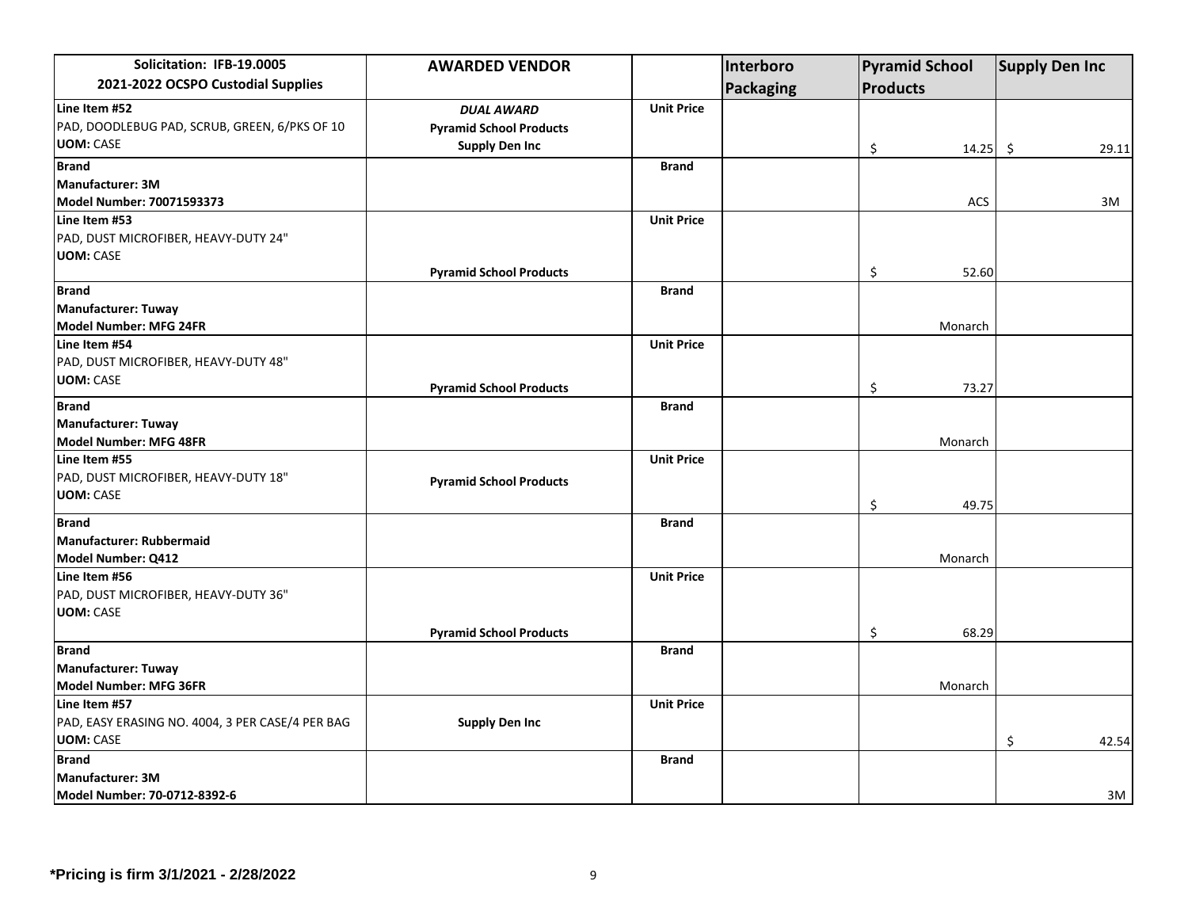| Solicitation: IFB-19.0005<br>2021-2022 OCSPO Custodial Supplies | AWARDED VENDOR | | Interboro Packaging | Pyramid School Products | Supply Den Inc |
|---|---|---|---|---|---|
| **Line Item #52**<br>PAD, DOODLEBUG PAD, SCRUB, GREEN, 6/PKS OF 10<br>**UOM:** CASE | ***DUAL AWARD***<br>**Pyramid School Products**<br>**Supply Den Inc** | **Unit Price** | | $ 14.25 | $ 29.11 |
| **Brand**<br>**Manufacturer: 3M**<br>**Model Number: 70071593373** | | **Brand** | | ACS | 3M |
| **Line Item #53**<br>PAD, DUST MICROFIBER, HEAVY-DUTY 24"<br>**UOM:** CASE | **Pyramid School Products** | **Unit Price** | | $ 52.60 | |
| **Brand**<br>**Manufacturer: Tuway**<br>**Model Number: MFG 24FR** | | **Brand** | | Monarch | |
| **Line Item #54**<br>PAD, DUST MICROFIBER, HEAVY-DUTY 48"<br>**UOM:** CASE | **Pyramid School Products** | **Unit Price** | | $ 73.27 | |
| **Brand**<br>**Manufacturer: Tuway**<br>**Model Number: MFG 48FR** | | **Brand** | | Monarch | |
| **Line Item #55**<br>PAD, DUST MICROFIBER, HEAVY-DUTY 18"<br>**UOM:** CASE | **Pyramid School Products** | **Unit Price** | | $ 49.75 | |
| **Brand**<br>**Manufacturer: Rubbermaid**<br>**Model Number: Q412** | | **Brand** | | Monarch | |
| **Line Item #56**<br>PAD, DUST MICROFIBER, HEAVY-DUTY 36"<br>**UOM:** CASE | **Pyramid School Products** | **Unit Price** | | $ 68.29 | |
| **Brand**<br>**Manufacturer: Tuway**<br>**Model Number: MFG 36FR** | | **Brand** | | Monarch | |
| **Line Item #57**<br>PAD, EASY ERASING NO. 4004, 3 PER CASE/4 PER BAG<br>**UOM:** CASE | **Supply Den Inc** | **Unit Price** | | | $ 42.54 |
| **Brand**<br>**Manufacturer: 3M**<br>**Model Number: 70-0712-8392-6** | | **Brand** | | | 3M |

**\*Pricing is firm 3/1/2021 - 2/28/2022**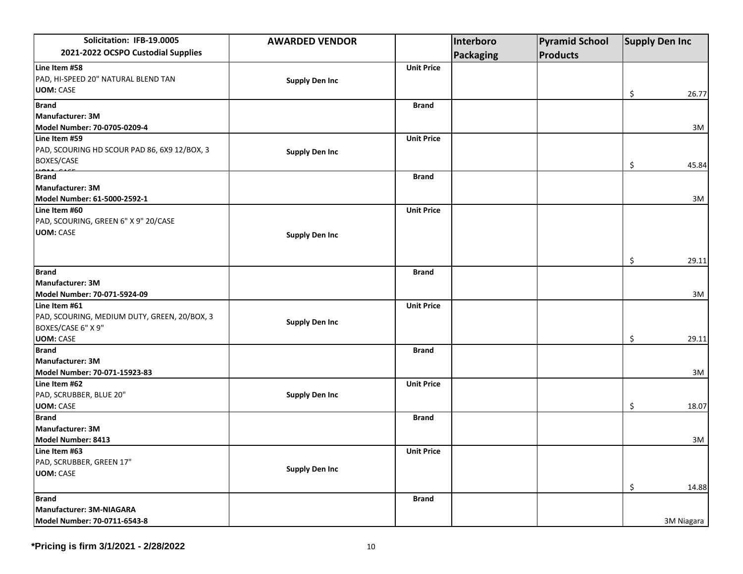| Solicitation: IFB-19.0005<br>2021-2022 OCSPO Custodial Supplies | AWARDED VENDOR | | Interboro Packaging | Pyramid School Products | Supply Den Inc |
|---|---|---|---|---|---|
| **Line Item #58**<br>PAD, HI-SPEED 20" NATURAL BLEND TAN<br>**UOM:** CASE | **Supply Den Inc** | **Unit Price** | | | $ 26.77 |
| **Brand**<br>**Manufacturer: 3M**<br>**Model Number: 70-0705-0209-4** | | **Brand** | | | 3M |
| **Line Item #59**<br>PAD, SCOURING HD SCOUR PAD 86, 6X9 12/BOX, 3 BOXES/CASE<br>**UOM:** CASE | **Supply Den Inc** | **Unit Price** | | | $ 45.84 |
| **Brand**<br>**Manufacturer: 3M**<br>**Model Number: 61-5000-2592-1** | | **Brand** | | | 3M |
| **Line Item #60**<br>PAD, SCOURING, GREEN 6" X 9" 20/CASE<br>**UOM:** CASE | **Supply Den Inc** | **Unit Price** | | | $ 29.11 |
| **Brand**<br>**Manufacturer: 3M**<br>**Model Number: 70-071-5924-09** | | **Brand** | | | 3M |
| **Line Item #61**<br>PAD, SCOURING, MEDIUM DUTY, GREEN, 20/BOX, 3 BOXES/CASE 6" X 9"<br>**UOM:** CASE | **Supply Den Inc** | **Unit Price** | | | $ 29.11 |
| **Brand**<br>**Manufacturer: 3M**<br>**Model Number: 70-071-15923-83** | | **Brand** | | | 3M |
| **Line Item #62**<br>PAD, SCRUBBER, BLUE 20"<br>**UOM:** CASE | **Supply Den Inc** | **Unit Price** | | | $ 18.07 |
| **Brand**<br>**Manufacturer: 3M**<br>**Model Number: 8413** | | **Brand** | | | 3M |
| **Line Item #63**<br>PAD, SCRUBBER, GREEN 17"<br>**UOM:** CASE | **Supply Den Inc** | **Unit Price** | | | $ 14.88 |
| **Brand**<br>**Manufacturer: 3M-NIAGARA**<br>**Model Number: 70-0711-6543-8** | | **Brand** | | | 3M Niagara |

**\*Pricing is firm 3/1/2021 - 2/28/2022**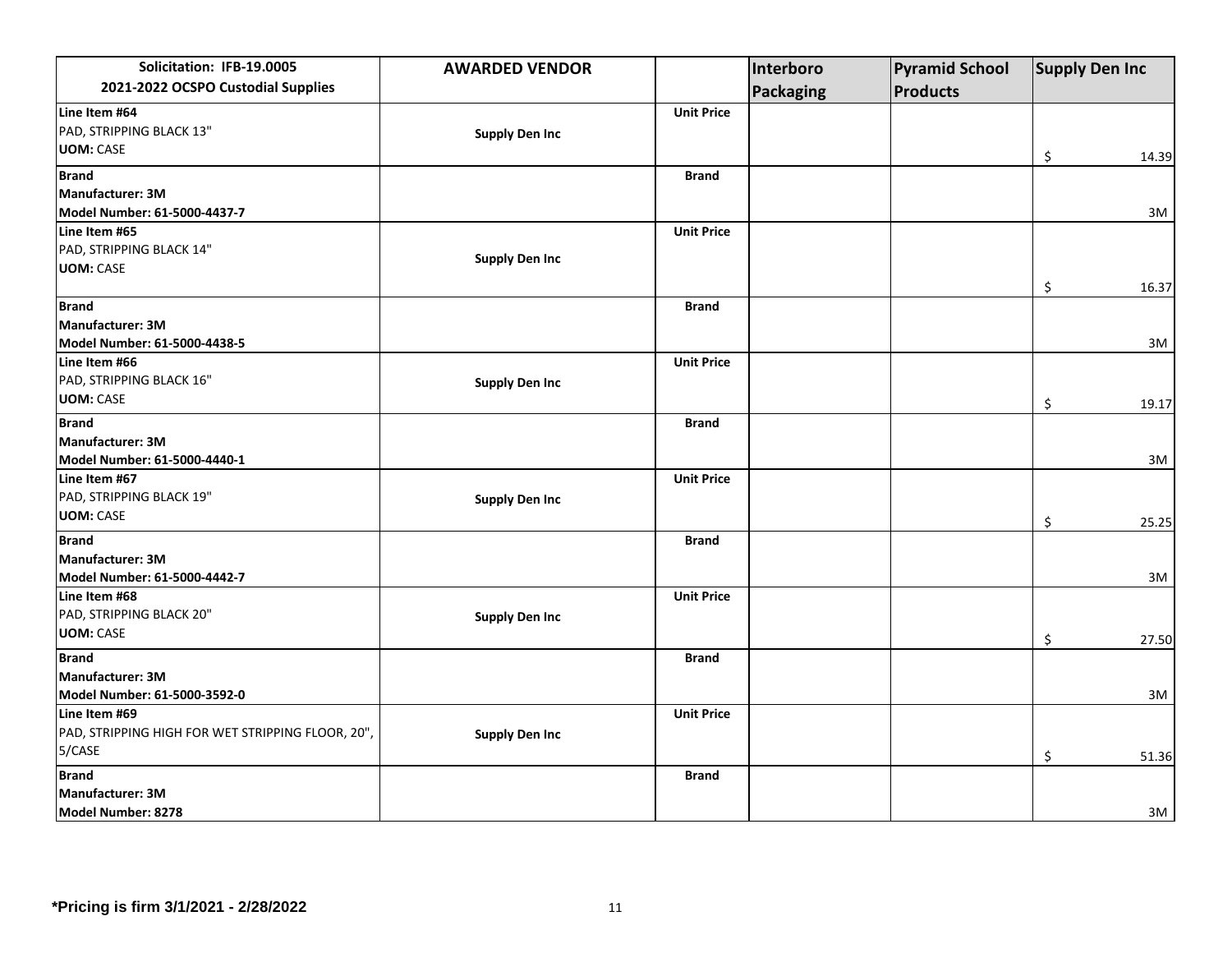| Solicitation: IFB-19.0005<br>2021-2022 OCSPO Custodial Supplies | AWARDED VENDOR | | Interboro Packaging | Pyramid School Products | Supply Den Inc |
|---|---|---|---|---|---|
| **Line Item #64**<br>PAD, STRIPPING BLACK 13"<br>**UOM:** CASE | **Supply Den Inc** | **Unit Price** | | | $ 14.39 |
| **Brand**<br>**Manufacturer: 3M**<br>**Model Number: 61-5000-4437-7** | | **Brand** | | | 3M |
| **Line Item #65**<br>PAD, STRIPPING BLACK 14"<br>**UOM:** CASE | **Supply Den Inc** | **Unit Price** | | | $ 16.37 |
| **Brand**<br>**Manufacturer: 3M**<br>**Model Number: 61-5000-4438-5** | | **Brand** | | | 3M |
| **Line Item #66**<br>PAD, STRIPPING BLACK 16"<br>**UOM:** CASE | **Supply Den Inc** | **Unit Price** | | | $ 19.17 |
| **Brand**<br>**Manufacturer: 3M**<br>**Model Number: 61-5000-4440-1** | | **Brand** | | | 3M |
| **Line Item #67**<br>PAD, STRIPPING BLACK 19"<br>**UOM:** CASE | **Supply Den Inc** | **Unit Price** | | | $ 25.25 |
| **Brand**<br>**Manufacturer: 3M**<br>**Model Number: 61-5000-4442-7** | | **Brand** | | | 3M |
| **Line Item #68**<br>PAD, STRIPPING BLACK 20"<br>**UOM:** CASE | **Supply Den Inc** | **Unit Price** | | | $ 27.50 |
| **Brand**<br>**Manufacturer: 3M**<br>**Model Number: 61-5000-3592-0** | | **Brand** | | | 3M |
| **Line Item #69**<br>PAD, STRIPPING HIGH FOR WET STRIPPING FLOOR, 20", 5/CASE | **Supply Den Inc** | **Unit Price** | | | $ 51.36 |
| **Brand**<br>**Manufacturer: 3M**<br>**Model Number: 8278** | | **Brand** | | | 3M |

**\*Pricing is firm 3/1/2021 - 2/28/2022**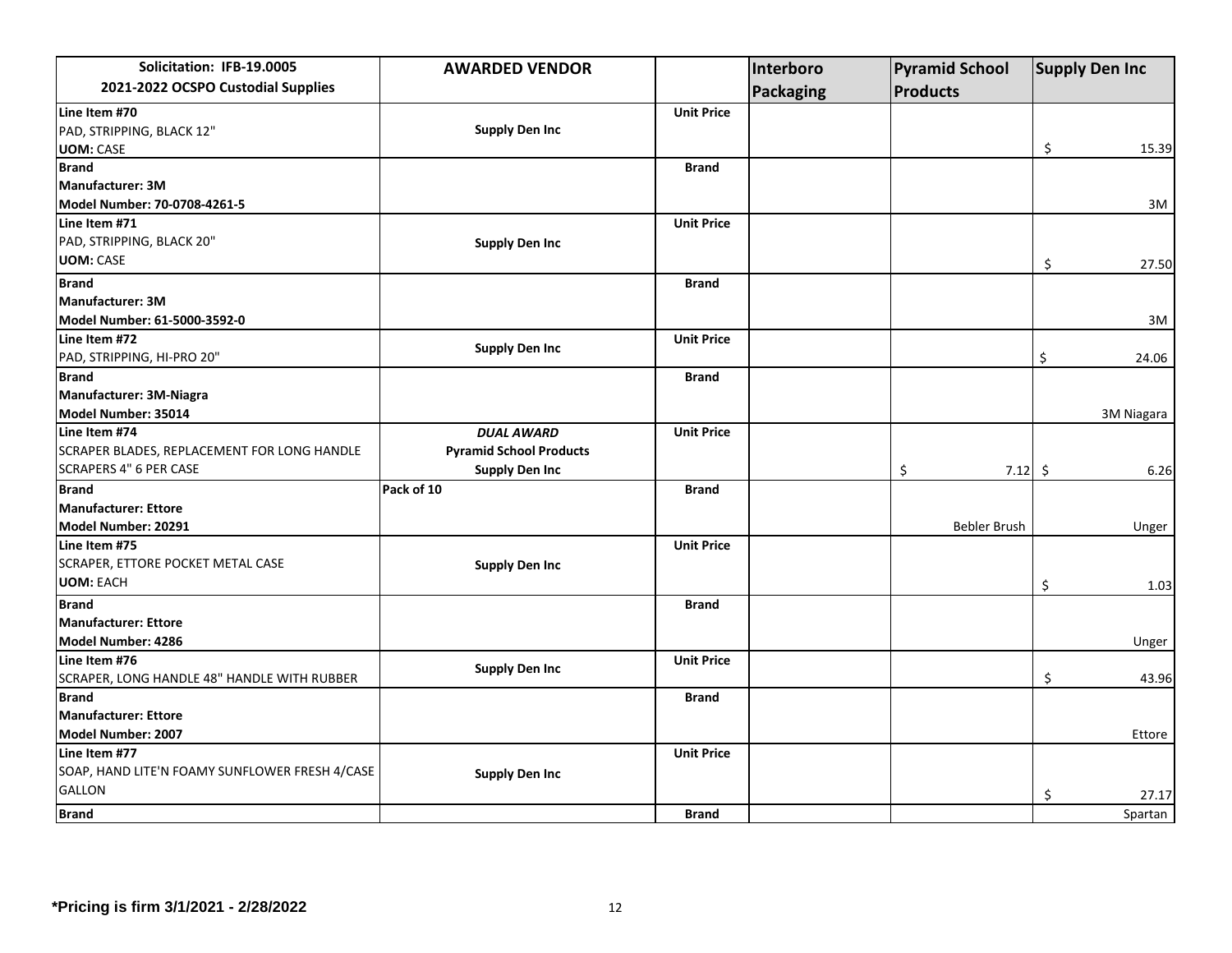| Solicitation: IFB-19.0005<br>2021-2022 OCSPO Custodial Supplies | AWARDED VENDOR | | Interboro Packaging | Pyramid School Products | Supply Den Inc |
|---|---|---|---|---|---|
| **Line Item #70**<br>PAD, STRIPPING, BLACK 12"<br>**UOM:** CASE | **Supply Den Inc** | **Unit Price** | | | $ 15.39 |
| **Brand**<br>**Manufacturer: 3M**<br>**Model Number: 70-0708-4261-5** | | **Brand** | | | 3M |
| **Line Item #71**<br>PAD, STRIPPING, BLACK 20"<br>**UOM:** CASE | **Supply Den Inc** | **Unit Price** | | | $ 27.50 |
| **Brand**<br>**Manufacturer: 3M**<br>**Model Number: 61-5000-3592-0** | | **Brand** | | | 3M |
| **Line Item #72**<br>PAD, STRIPPING, HI-PRO 20" | **Supply Den Inc** | **Unit Price** | | | $ 24.06 |
| **Brand**<br>**Manufacturer: 3M-Niagra**<br>**Model Number: 35014** | | **Brand** | | | 3M Niagara |
| **Line Item #74**<br>SCRAPER BLADES, REPLACEMENT FOR LONG HANDLE SCRAPERS 4" 6 PER CASE | ***DUAL AWARD***<br>**Pyramid School Products**<br>**Supply Den Inc** | **Unit Price** | | $ 7.12 | $ 6.26 |
| **Brand**<br>**Manufacturer: Ettore**<br>**Model Number: 20291** | **Pack of 10** | **Brand** | | Bebler Brush | Unger |
| **Line Item #75**<br>SCRAPER, ETTORE POCKET METAL CASE<br>**UOM:** EACH | **Supply Den Inc** | **Unit Price** | | | $ 1.03 |
| **Brand**<br>**Manufacturer: Ettore**<br>**Model Number: 4286** | | **Brand** | | | Unger |
| **Line Item #76**<br>SCRAPER, LONG HANDLE 48" HANDLE WITH RUBBER | **Supply Den Inc** | **Unit Price** | | | $ 43.96 |
| **Brand**<br>**Manufacturer: Ettore**<br>**Model Number: 2007** | | **Brand** | | | Ettore |
| **Line Item #77**<br>SOAP, HAND LITE'N FOAMY SUNFLOWER FRESH 4/CASE GALLON | **Supply Den Inc** | **Unit Price** | | | $ 27.17 |
| **Brand** | | **Brand** | | | Spartan |

***Pricing is firm 3/1/2021 - 2/28/2022**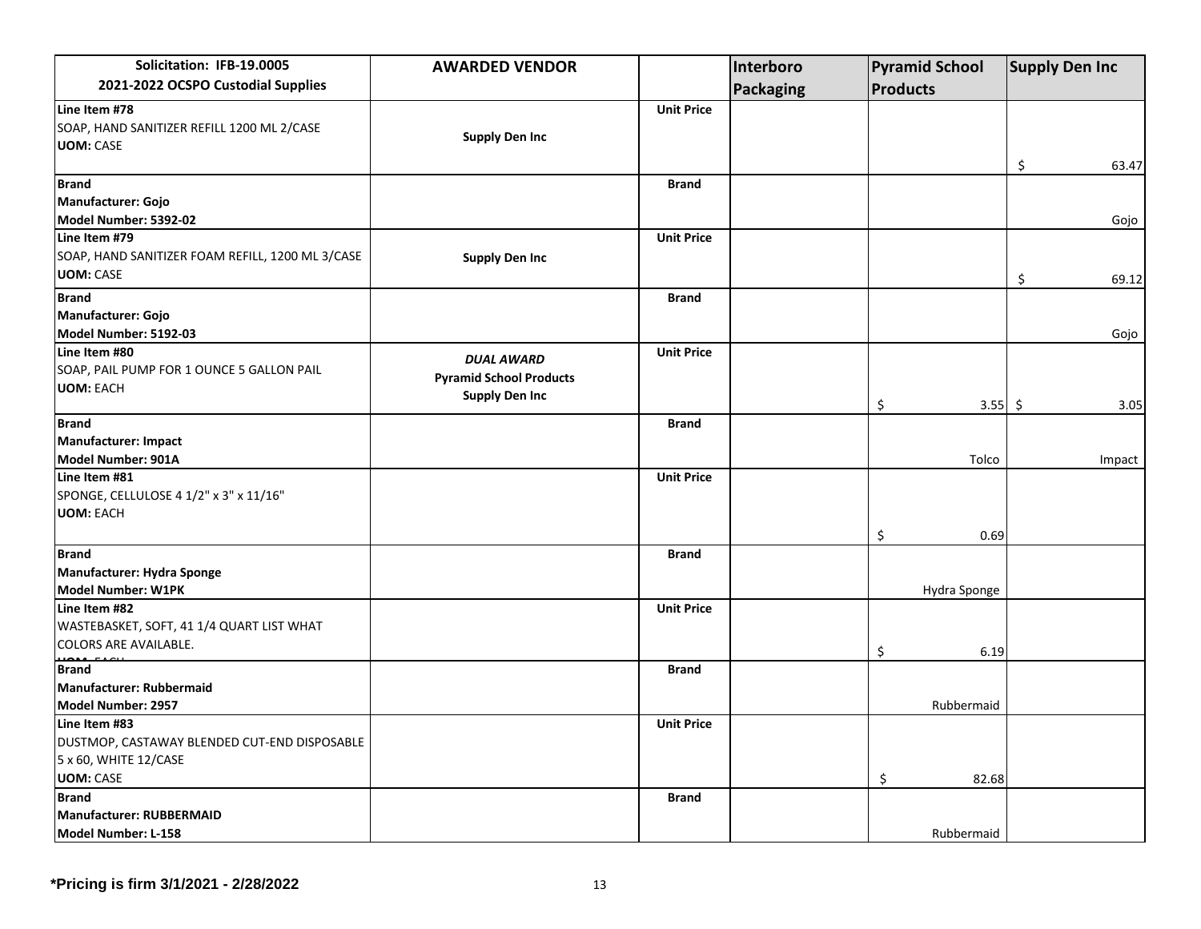| Solicitation: IFB-19.0005<br>2021-2022 OCSPO Custodial Supplies | AWARDED VENDOR | | Interboro Packaging | Pyramid School Products | Supply Den Inc |
|---|---|---|---|---|---|
| **Line Item #78**<br>SOAP, HAND SANITIZER REFILL 1200 ML 2/CASE<br>**UOM:** CASE | **Supply Den Inc** | **Unit Price** | | | $ 63.47 |
| **Brand**<br>**Manufacturer: Gojo**<br>**Model Number: 5392-02** | | **Brand** | | | Gojo |
| **Line Item #79**<br>SOAP, HAND SANITIZER FOAM REFILL, 1200 ML 3/CASE<br>**UOM:** CASE | **Supply Den Inc** | **Unit Price** | | | $ 69.12 |
| **Brand**<br>**Manufacturer: Gojo**<br>**Model Number: 5192-03** | | **Brand** | | | Gojo |
| **Line Item #80**<br>SOAP, PAIL PUMP FOR 1 OUNCE 5 GALLON PAIL<br>**UOM:** EACH | ***DUAL AWARD***<br>**Pyramid School Products**<br>**Supply Den Inc** | **Unit Price** | | $ 3.55 | $ 3.05 |
| **Brand**<br>**Manufacturer: Impact**<br>**Model Number: 901A** | | **Brand** | | Tolco | Impact |
| **Line Item #81**<br>SPONGE, CELLULOSE 4 1/2" x 3" x 11/16"<br>**UOM:** EACH | | **Unit Price** | | $ 0.69 | |
| **Brand**<br>**Manufacturer: Hydra Sponge**<br>**Model Number: W1PK** | | **Brand** | | Hydra Sponge | |
| **Line Item #82**<br>WASTEBASKET, SOFT, 41 1/4 QUART LIST WHAT COLORS ARE AVAILABLE.<br>**UOM:** EACH | | **Unit Price** | | $ 6.19 | |
| **Brand**<br>**Manufacturer: Rubbermaid**<br>**Model Number: 2957** | | **Brand** | | Rubbermaid | |
| **Line Item #83**<br>DUSTMOP, CASTAWAY BLENDED CUT-END DISPOSABLE 5 x 60, WHITE 12/CASE<br>**UOM:** CASE | | **Unit Price** | | $ 82.68 | |
| **Brand**<br>**Manufacturer: RUBBERMAID**<br>**Model Number: L-158** | | **Brand** | | Rubbermaid | |

***Pricing is firm 3/1/2021 - 2/28/2022**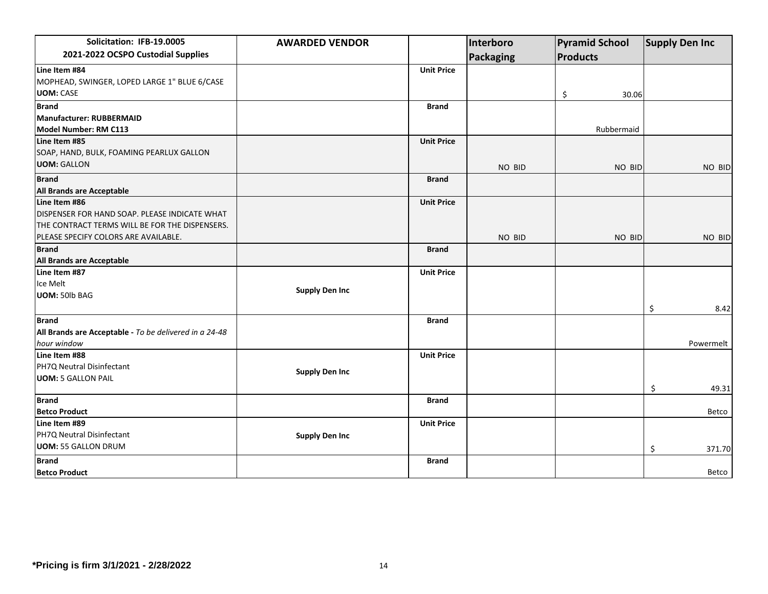| Solicitation: IFB-19.0005<br>2021-2022 OCSPO Custodial Supplies | AWARDED VENDOR | | Interboro Packaging | Pyramid School Products | Supply Den Inc |
|---|---|---|---|---|---|
| **Line Item #84**<br>MOPHEAD, SWINGER, LOPED LARGE 1" BLUE 6/CASE<br>**UOM:** CASE | | **Unit Price** | | $ 30.06 | |
| **Brand**<br>**Manufacturer: RUBBERMAID**<br>**Model Number: RM C113** | | **Brand** | | Rubbermaid | |
| **Line Item #85**<br>SOAP, HAND, BULK, FOAMING PEARLUX GALLON<br>**UOM:** GALLON | | **Unit Price** | NO BID | NO BID | NO BID |
| **Brand**<br>**All Brands are Acceptable** | | **Brand** | | | |
| **Line Item #86**<br>DISPENSER FOR HAND SOAP. PLEASE INDICATE WHAT THE CONTRACT TERMS WILL BE FOR THE DISPENSERS. PLEASE SPECIFY COLORS ARE AVAILABLE. | | **Unit Price** | NO BID | NO BID | NO BID |
| **Brand**<br>**All Brands are Acceptable** | | **Brand** | | | |
| **Line Item #87**<br>Ice Melt<br>**UOM:** 50lb BAG | **Supply Den Inc** | **Unit Price** | | | $ 8.42 |
| **Brand**<br>**All Brands are Acceptable -** *To be delivered in a 24-48 hour window* | | **Brand** | | | Powermelt |
| **Line Item #88**<br>PH7Q Neutral Disinfectant<br>**UOM:** 5 GALLON PAIL | **Supply Den Inc** | **Unit Price** | | | $ 49.31 |
| **Brand**<br>**Betco Product** | | **Brand** | | | Betco |
| **Line Item #89**<br>PH7Q Neutral Disinfectant<br>**UOM:** 55 GALLON DRUM | **Supply Den Inc** | **Unit Price** | | | $ 371.70 |
| **Brand**<br>**Betco Product** | | **Brand** | | | Betco |

***Pricing is firm 3/1/2021 - 2/28/2022**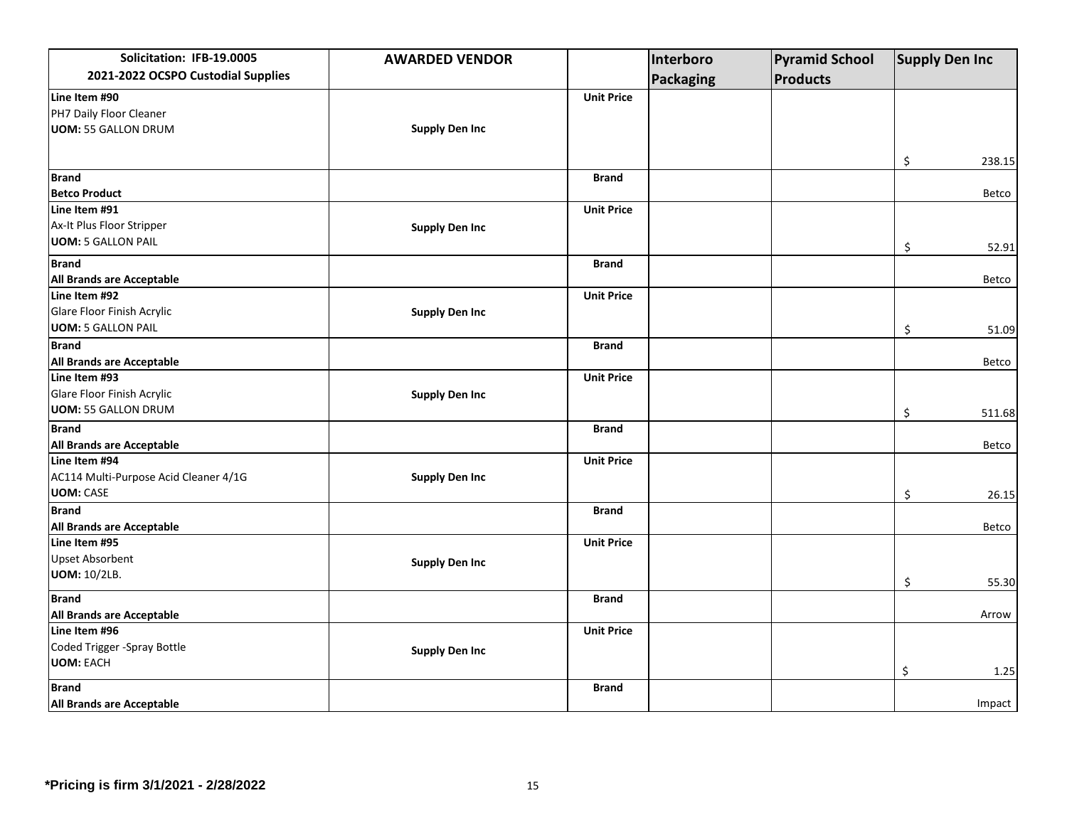| Solicitation: IFB-19.0005<br>2021-2022 OCSPO Custodial Supplies | AWARDED VENDOR | | Interboro Packaging | Pyramid School Products | Supply Den Inc |
|---|---|---|---|---|---|
| **Line Item #90**<br>PH7 Daily Floor Cleaner<br>**UOM:** 55 GALLON DRUM | **Supply Den Inc** | **Unit Price** | | | $ 238.15 |
| **Brand**<br>**Betco Product** | | **Brand** | | | Betco |
| **Line Item #91**<br>Ax-It Plus Floor Stripper<br>**UOM:** 5 GALLON PAIL | **Supply Den Inc** | **Unit Price** | | | $ 52.91 |
| **Brand**<br>**All Brands are Acceptable** | | **Brand** | | | Betco |
| **Line Item #92**<br>Glare Floor Finish Acrylic<br>**UOM:** 5 GALLON PAIL | **Supply Den Inc** | **Unit Price** | | | $ 51.09 |
| **Brand**<br>**All Brands are Acceptable** | | **Brand** | | | Betco |
| **Line Item #93**<br>Glare Floor Finish Acrylic<br>**UOM:** 55 GALLON DRUM | **Supply Den Inc** | **Unit Price** | | | $ 511.68 |
| **Brand**<br>**All Brands are Acceptable** | | **Brand** | | | Betco |
| **Line Item #94**<br>AC114 Multi-Purpose Acid Cleaner 4/1G<br>**UOM:** CASE | **Supply Den Inc** | **Unit Price** | | | $ 26.15 |
| **Brand**<br>**All Brands are Acceptable** | | **Brand** | | | Betco |
| **Line Item #95**<br>Upset Absorbent<br>**UOM:** 10/2LB. | **Supply Den Inc** | **Unit Price** | | | $ 55.30 |
| **Brand**<br>**All Brands are Acceptable** | | **Brand** | | | Arrow |
| **Line Item #96**<br>Coded Trigger -Spray Bottle<br>**UOM:** EACH | **Supply Den Inc** | **Unit Price** | | | $ 1.25 |
| **Brand**<br>**All Brands are Acceptable** | | **Brand** | | | Impact |

***Pricing is firm 3/1/2021 - 2/28/2022**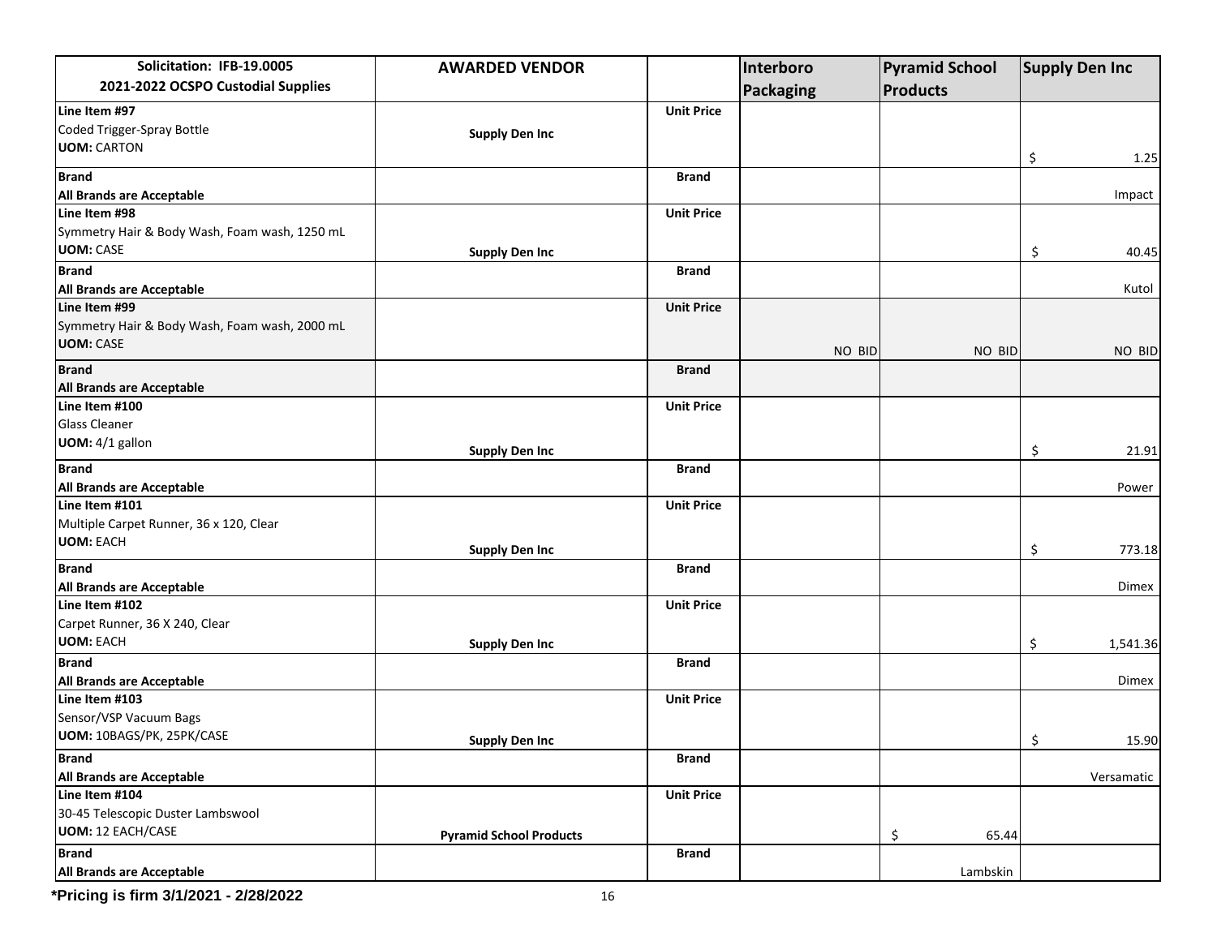| Solicitation: IFB-19.0005 2021-2022 OCSPO Custodial Supplies | AWARDED VENDOR | | Interboro Packaging | Pyramid School Products | Supply Den Inc |
|---|---|---|---|---|---|
| **Line Item #97** Coded Trigger-Spray Bottle **UOM:** CARTON | **Supply Den Inc** | **Unit Price** | | | $ 1.25 |
| **Brand** **All Brands are Acceptable** | | **Brand** | | | Impact |
| **Line Item #98** Symmetry Hair & Body Wash, Foam wash, 1250 mL **UOM:** CASE | **Supply Den Inc** | **Unit Price** | | | $ 40.45 |
| **Brand** **All Brands are Acceptable** | | **Brand** | | | Kutol |
| **Line Item #99** Symmetry Hair & Body Wash, Foam wash, 2000 mL **UOM:** CASE | | **Unit Price** | NO BID | NO BID | NO BID |
| **Brand** **All Brands are Acceptable** | | **Brand** | | | |
| **Line Item #100** Glass Cleaner **UOM:** 4/1 gallon | **Supply Den Inc** | **Unit Price** | | | $ 21.91 |
| **Brand** **All Brands are Acceptable** | | **Brand** | | | Power |
| **Line Item #101** Multiple Carpet Runner, 36 x 120, Clear **UOM:** EACH | **Supply Den Inc** | **Unit Price** | | | $ 773.18 |
| **Brand** **All Brands are Acceptable** | | **Brand** | | | Dimex |
| **Line Item #102** Carpet Runner, 36 X 240, Clear **UOM:** EACH | **Supply Den Inc** | **Unit Price** | | | $ 1,541.36 |
| **Brand** **All Brands are Acceptable** | | **Brand** | | | Dimex |
| **Line Item #103** Sensor/VSP Vacuum Bags **UOM:** 10BAGS/PK, 25PK/CASE | **Supply Den Inc** | **Unit Price** | | | $ 15.90 |
| **Brand** **All Brands are Acceptable** | | **Brand** | | | Versamatic |
| **Line Item #104** 30-45 Telescopic Duster Lambswool **UOM:** 12 EACH/CASE | **Pyramid School Products** | **Unit Price** | | $ 65.44 | |
| **Brand** **All Brands are Acceptable** | | **Brand** | | Lambskin | |

**\*Pricing is firm 3/1/2021 - 2/28/2022**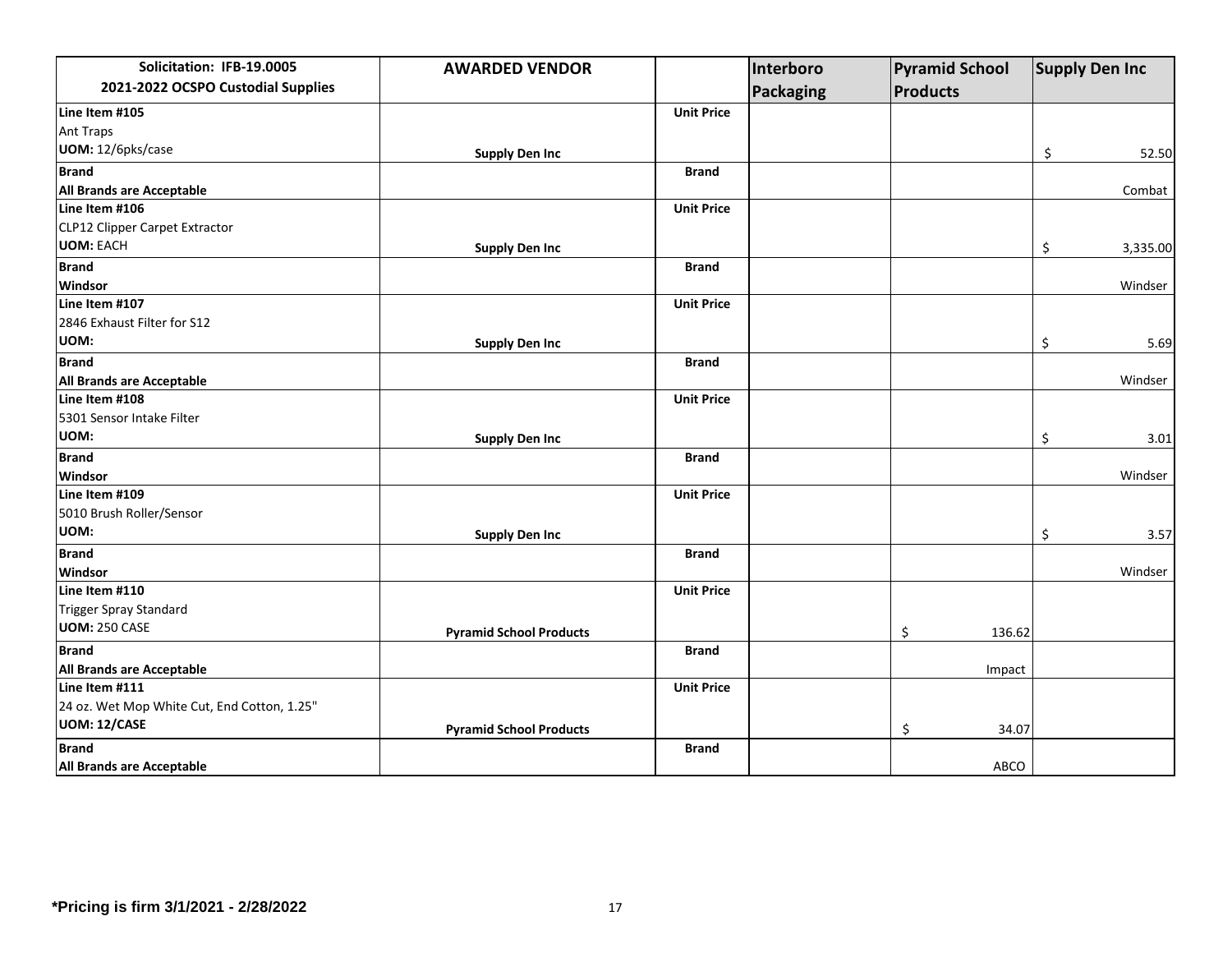| Solicitation: IFB-19.0005 2021-2022 OCSPO Custodial Supplies | AWARDED VENDOR | | Interboro Packaging | Pyramid School Products | Supply Den Inc |
|---|---|---|---|---|---|
| **Line Item #105** Ant Traps **UOM:** 12/6pks/case | **Supply Den Inc** | **Unit Price** | | | $ 52.50 |
| **Brand** **All Brands are Acceptable** | | **Brand** | | | Combat |
| **Line Item #106** CLP12 Clipper Carpet Extractor **UOM:** EACH | **Supply Den Inc** | **Unit Price** | | | $ 3,335.00 |
| **Brand** **Windsor** | | **Brand** | | | Windser |
| **Line Item #107** 2846 Exhaust Filter for S12 **UOM:** | **Supply Den Inc** | **Unit Price** | | | $ 5.69 |
| **Brand** **All Brands are Acceptable** | | **Brand** | | | Windser |
| **Line Item #108** 5301 Sensor Intake Filter **UOM:** | **Supply Den Inc** | **Unit Price** | | | $ 3.01 |
| **Brand** **Windsor** | | **Brand** | | | Windser |
| **Line Item #109** 5010 Brush Roller/Sensor **UOM:** | **Supply Den Inc** | **Unit Price** | | | $ 3.57 |
| **Brand** **Windsor** | | **Brand** | | | Windser |
| **Line Item #110** Trigger Spray Standard **UOM:** 250 CASE | **Pyramid School Products** | **Unit Price** | | $ 136.62 | |
| **Brand** **All Brands are Acceptable** | | **Brand** | | Impact | |
| **Line Item #111** 24 oz. Wet Mop White Cut, End Cotton, 1.25" **UOM: 12/CASE** | **Pyramid School Products** | **Unit Price** | | $ 34.07 | |
| **Brand** **All Brands are Acceptable** | | **Brand** | | ABCO | |

***Pricing is firm 3/1/2021 - 2/28/2022**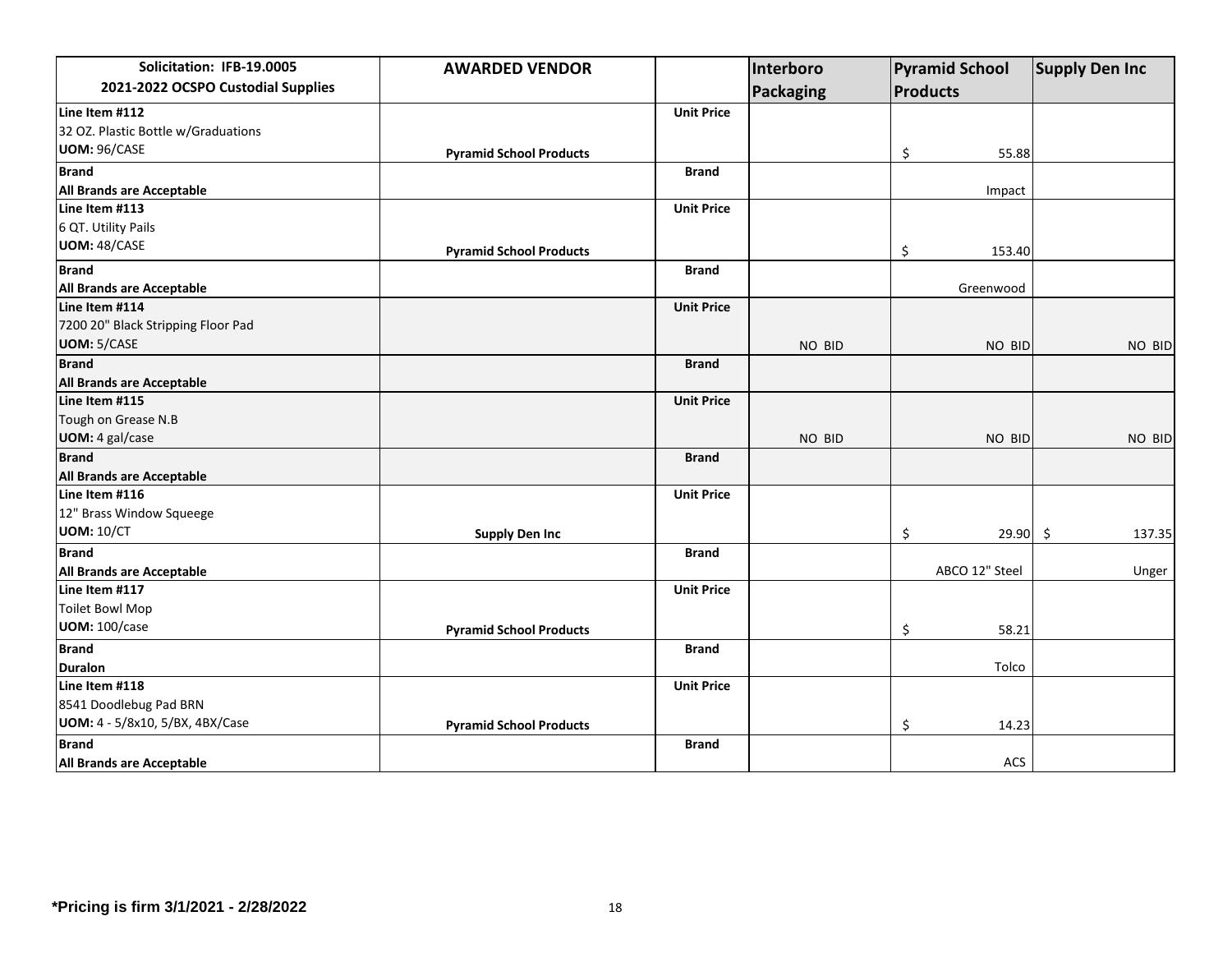| Solicitation: IFB-19.0005<br>2021-2022 OCSPO Custodial Supplies | AWARDED VENDOR | | Interboro Packaging | Pyramid School Products | Supply Den Inc |
|---|---|---|---|---|---|
| **Line Item #112**<br>32 OZ. Plastic Bottle w/Graduations<br>**UOM:** 96/CASE | **Pyramid School Products** | **Unit Price** | | $ 55.88 | |
| **Brand**<br>**All Brands are Acceptable** | | **Brand** | | Impact | |
| **Line Item #113**<br>6 QT. Utility Pails<br>**UOM:** 48/CASE | **Pyramid School Products** | **Unit Price** | | $ 153.40 | |
| **Brand**<br>**All Brands are Acceptable** | | **Brand** | | Greenwood | |
| **Line Item #114**<br>7200 20" Black Stripping Floor Pad<br>**UOM:** 5/CASE | | **Unit Price** | NO BID | NO BID | NO BID |
| **Brand**<br>**All Brands are Acceptable** | | **Brand** | | | |
| **Line Item #115**<br>Tough on Grease N.B<br>**UOM:** 4 gal/case | | **Unit Price** | NO BID | NO BID | NO BID |
| **Brand**<br>**All Brands are Acceptable** | | **Brand** | | | |
| **Line Item #116**<br>12" Brass Window Squeege<br>**UOM:** 10/CT | **Supply Den Inc** | **Unit Price** | | $ 29.90 | $ 137.35 |
| **Brand**<br>**All Brands are Acceptable** | | **Brand** | | ABCO 12" Steel | Unger |
| **Line Item #117**<br>Toilet Bowl Mop<br>**UOM:** 100/case | **Pyramid School Products** | **Unit Price** | | $ 58.21 | |
| **Brand**<br>**Duralon** | | **Brand** | | Tolco | |
| **Line Item #118**<br>8541 Doodlebug Pad BRN<br>**UOM:** 4 - 5/8x10, 5/BX, 4BX/Case | **Pyramid School Products** | **Unit Price** | | $ 14.23 | |
| **Brand**<br>**All Brands are Acceptable** | | **Brand** | | ACS | |

***Pricing is firm 3/1/2021 - 2/28/2022**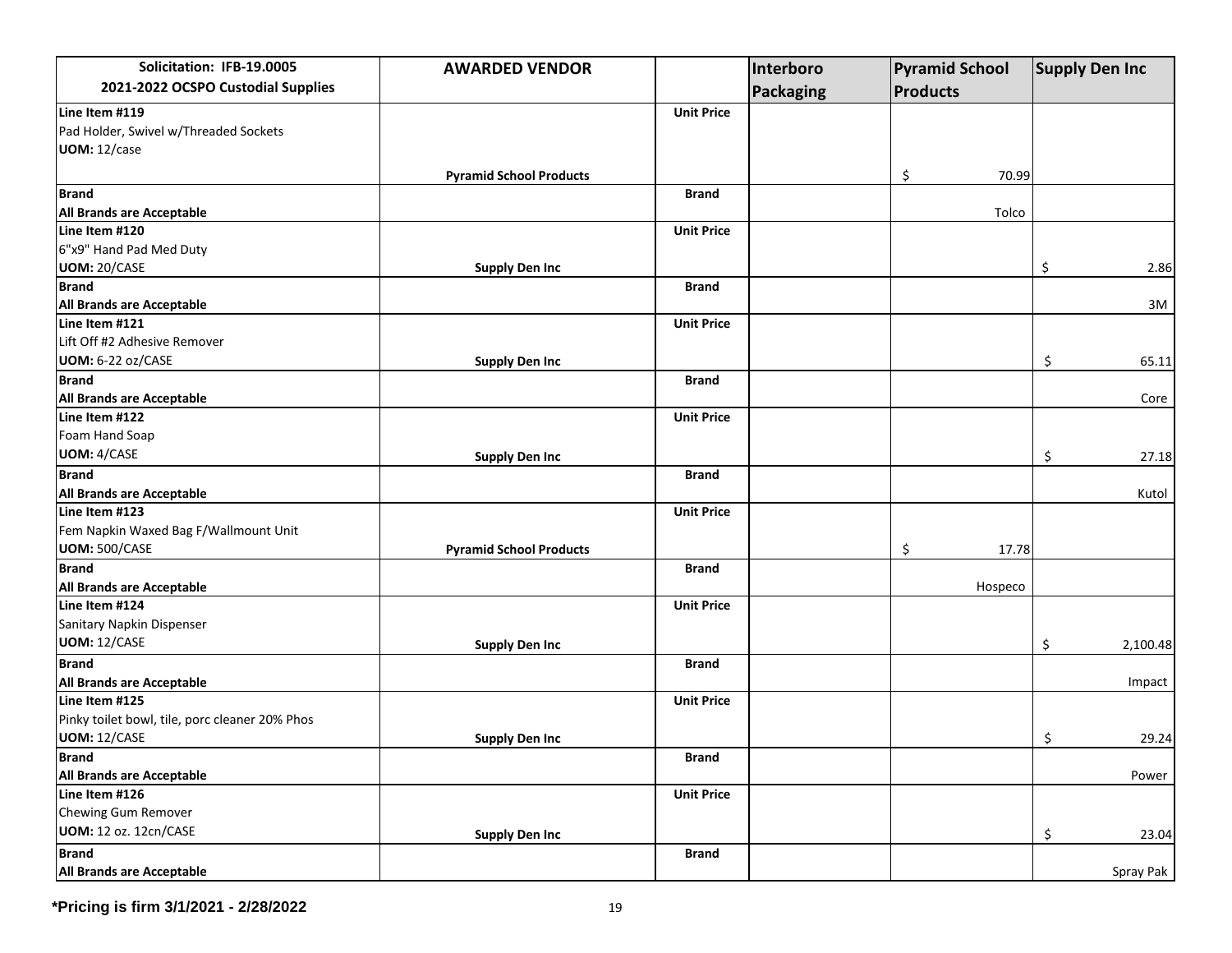| Solicitation: IFB-19.0005<br>2021-2022 OCSPO Custodial Supplies | AWARDED VENDOR | | Interboro Packaging | Pyramid School Products | Supply Den Inc |
|---|---|---|---|---|---|
| **Line Item #119**<br>Pad Holder, Swivel w/Threaded Sockets<br>**UOM:** 12/case | **Pyramid School Products** | **Unit Price** | | $ 70.99 | |
| **Brand**<br>**All Brands are Acceptable** | | **Brand** | | Tolco | |
| **Line Item #120**<br>6"x9" Hand Pad Med Duty<br>**UOM:** 20/CASE | **Supply Den Inc** | **Unit Price** | | | $ 2.86 |
| **Brand**<br>**All Brands are Acceptable** | | **Brand** | | | 3M |
| **Line Item #121**<br>Lift Off #2 Adhesive Remover<br>**UOM:** 6-22 oz/CASE | **Supply Den Inc** | **Unit Price** | | | $ 65.11 |
| **Brand**<br>**All Brands are Acceptable** | | **Brand** | | | Core |
| **Line Item #122**<br>Foam Hand Soap<br>**UOM:** 4/CASE | **Supply Den Inc** | **Unit Price** | | | $ 27.18 |
| **Brand**<br>**All Brands are Acceptable** | | **Brand** | | | Kutol |
| **Line Item #123**<br>Fem Napkin Waxed Bag F/Wallmount Unit<br>**UOM:** 500/CASE | **Pyramid School Products** | **Unit Price** | | $ 17.78 | |
| **Brand**<br>**All Brands are Acceptable** | | **Brand** | | Hospeco | |
| **Line Item #124**<br>Sanitary Napkin Dispenser<br>**UOM:** 12/CASE | **Supply Den Inc** | **Unit Price** | | | $ 2,100.48 |
| **Brand**<br>**All Brands are Acceptable** | | **Brand** | | | Impact |
| **Line Item #125**<br>Pinky toilet bowl, tile, porc cleaner 20% Phos<br>**UOM:** 12/CASE | **Supply Den Inc** | **Unit Price** | | | $ 29.24 |
| **Brand**<br>**All Brands are Acceptable** | | **Brand** | | | Power |
| **Line Item #126**<br>Chewing Gum Remover<br>**UOM:** 12 oz. 12cn/CASE | **Supply Den Inc** | **Unit Price** | | | $ 23.04 |
| **Brand**<br>**All Brands are Acceptable** | | **Brand** | | | Spray Pak |

***Pricing is firm 3/1/2021 - 2/28/2022**